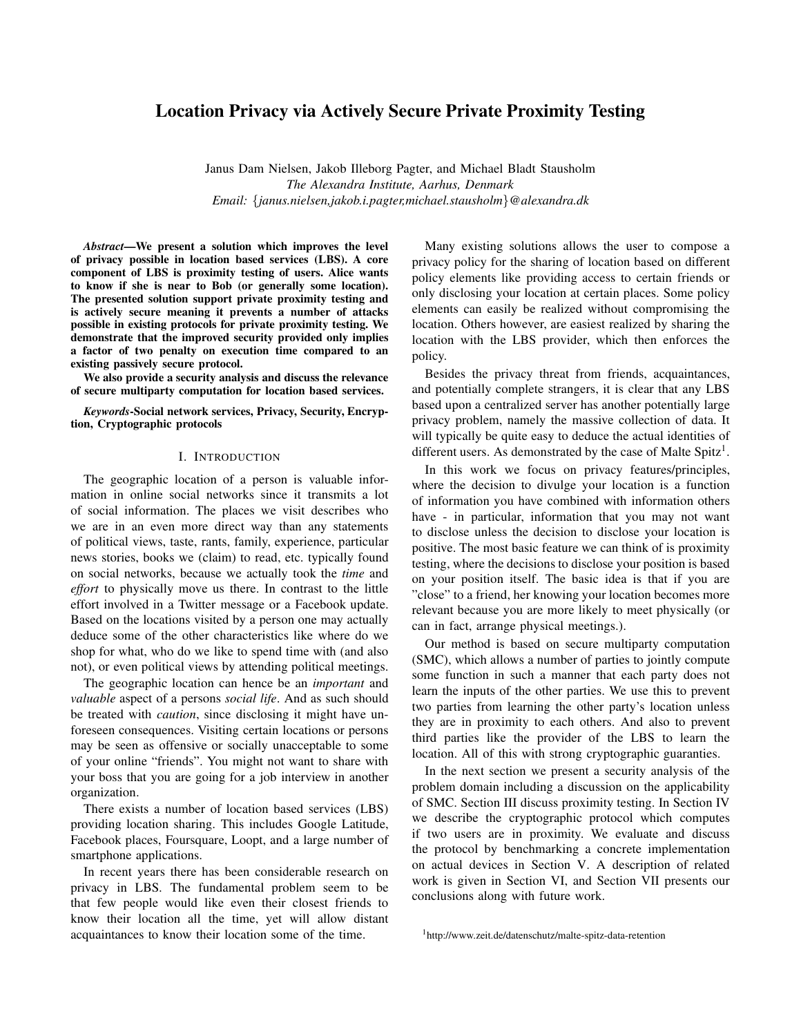# Location Privacy via Actively Secure Private Proximity Testing

Janus Dam Nielsen, Jakob Illeborg Pagter, and Michael Bladt Stausholm
*The Alexandra Institute, Aarhus, Denmark*
*Email: {janus.nielsen,jakob.i.pagter,michael.stausholm}@alexandra.dk*

***Abstract*—We present a solution which improves the level of privacy possible in location based services (LBS). A core component of LBS is proximity testing of users. Alice wants to know if she is near to Bob (or generally some location). The presented solution support private proximity testing and is actively secure meaning it prevents a number of attacks possible in existing protocols for private proximity testing. We demonstrate that the improved security provided only implies a factor of two penalty on execution time compared to an existing passively secure protocol.**

**We also provide a security analysis and discuss the relevance of secure multiparty computation for location based services.**

***Keywords*-Social network services, Privacy, Security, Encryption, Cryptographic protocols**

## I. Introduction

The geographic location of a person is valuable information in online social networks since it transmits a lot of social information. The places we visit describes who we are in an even more direct way than any statements of political views, taste, rants, family, experience, particular news stories, books we (claim) to read, etc. typically found on social networks, because we actually took the *time* and *effort* to physically move us there. In contrast to the little effort involved in a Twitter message or a Facebook update. Based on the locations visited by a person one may actually deduce some of the other characteristics like where do we shop for what, who do we like to spend time with (and also not), or even political views by attending political meetings.

The geographic location can hence be an *important* and *valuable* aspect of a persons *social life*. And as such should be treated with *caution*, since disclosing it might have unforeseen consequences. Visiting certain locations or persons may be seen as offensive or socially unacceptable to some of your online "friends". You might not want to share with your boss that you are going for a job interview in another organization.

There exists a number of location based services (LBS) providing location sharing. This includes Google Latitude, Facebook places, Foursquare, Loopt, and a large number of smartphone applications.

In recent years there has been considerable research on privacy in LBS. The fundamental problem seem to be that few people would like even their closest friends to know their location all the time, yet will allow distant acquaintances to know their location some of the time.

Many existing solutions allows the user to compose a privacy policy for the sharing of location based on different policy elements like providing access to certain friends or only disclosing your location at certain places. Some policy elements can easily be realized without compromising the location. Others however, are easiest realized by sharing the location with the LBS provider, which then enforces the policy.

Besides the privacy threat from friends, acquaintances, and potentially complete strangers, it is clear that any LBS based upon a centralized server has another potentially large privacy problem, namely the massive collection of data. It will typically be quite easy to deduce the actual identities of different users. As demonstrated by the case of Malte Spitz[1].

In this work we focus on privacy features/principles, where the decision to divulge your location is a function of information you have combined with information others have - in particular, information that you may not want to disclose unless the decision to disclose your location is positive. The most basic feature we can think of is proximity testing, where the decisions to disclose your position is based on your position itself. The basic idea is that if you are "close" to a friend, her knowing your location becomes more relevant because you are more likely to meet physically (or can in fact, arrange physical meetings.).

Our method is based on secure multiparty computation (SMC), which allows a number of parties to jointly compute some function in such a manner that each party does not learn the inputs of the other parties. We use this to prevent two parties from learning the other party's location unless they are in proximity to each others. And also to prevent third parties like the provider of the LBS to learn the location. All of this with strong cryptographic guaranties.

In the next section we present a security analysis of the problem domain including a discussion on the applicability of SMC. Section III discuss proximity testing. In Section IV we describe the cryptographic protocol which computes if two users are in proximity. We evaluate and discuss the protocol by benchmarking a concrete implementation on actual devices in Section V. A description of related work is given in Section VI, and Section VII presents our conclusions along with future work.

[1] http://www.zeit.de/datenschutz/malte-spitz-data-retention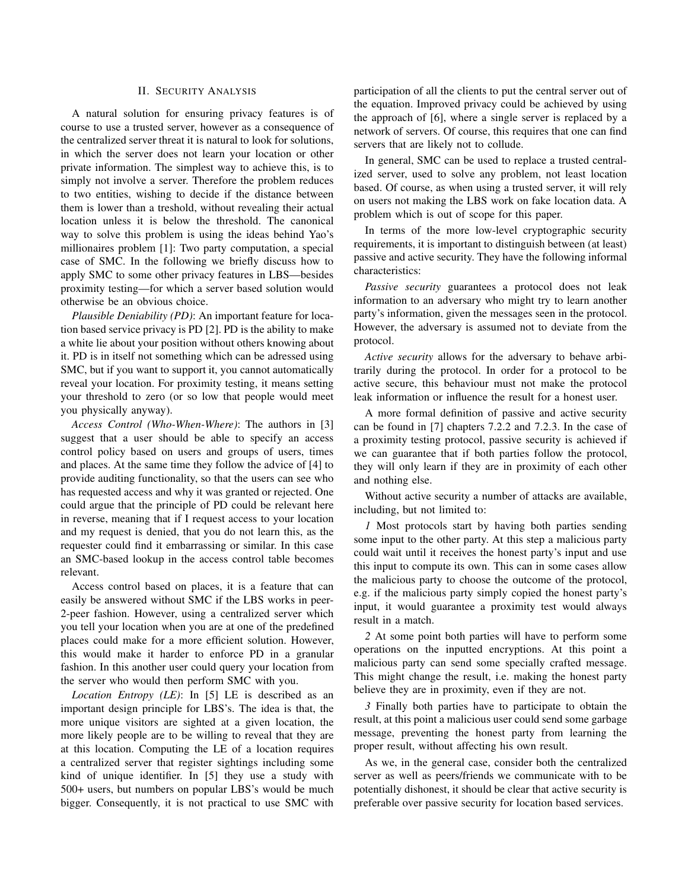## II. Security Analysis

A natural solution for ensuring privacy features is of course to use a trusted server, however as a consequence of the centralized server threat it is natural to look for solutions, in which the server does not learn your location or other private information. The simplest way to achieve this, is to simply not involve a server. Therefore the problem reduces to two entities, wishing to decide if the distance between them is lower than a treshold, without revealing their actual location unless it is below the threshold. The canonical way to solve this problem is using the ideas behind Yao's millionaires problem [1]: Two party computation, a special case of SMC. In the following we briefly discuss how to apply SMC to some other privacy features in LBS—besides proximity testing—for which a server based solution would otherwise be an obvious choice.

*Plausible Deniability (PD)*: An important feature for location based service privacy is PD [2]. PD is the ability to make a white lie about your position without others knowing about it. PD is in itself not something which can be adressed using SMC, but if you want to support it, you cannot automatically reveal your location. For proximity testing, it means setting your threshold to zero (or so low that people would meet you physically anyway).

*Access Control (Who-When-Where)*: The authors in [3] suggest that a user should be able to specify an access control policy based on users and groups of users, times and places. At the same time they follow the advice of [4] to provide auditing functionality, so that the users can see who has requested access and why it was granted or rejected. One could argue that the principle of PD could be relevant here in reverse, meaning that if I request access to your location and my request is denied, that you do not learn this, as the requester could find it embarrassing or similar. In this case an SMC-based lookup in the access control table becomes relevant.

Access control based on places, it is a feature that can easily be answered without SMC if the LBS works in peer-2-peer fashion. However, using a centralized server which you tell your location when you are at one of the predefined places could make for a more efficient solution. However, this would make it harder to enforce PD in a granular fashion. In this another user could query your location from the server who would then perform SMC with you.

*Location Entropy (LE)*: In [5] LE is described as an important design principle for LBS's. The idea is that, the more unique visitors are sighted at a given location, the more likely people are to be willing to reveal that they are at this location. Computing the LE of a location requires a centralized server that register sightings including some kind of unique identifier. In [5] they use a study with 500+ users, but numbers on popular LBS's would be much bigger. Consequently, it is not practical to use SMC with participation of all the clients to put the central server out of the equation. Improved privacy could be achieved by using the approach of [6], where a single server is replaced by a network of servers. Of course, this requires that one can find servers that are likely not to collude.

In general, SMC can be used to replace a trusted centralized server, used to solve any problem, not least location based. Of course, as when using a trusted server, it will rely on users not making the LBS work on fake location data. A problem which is out of scope for this paper.

In terms of the more low-level cryptographic security requirements, it is important to distinguish between (at least) passive and active security. They have the following informal characteristics:

*Passive security* guarantees a protocol does not leak information to an adversary who might try to learn another party's information, given the messages seen in the protocol. However, the adversary is assumed not to deviate from the protocol.

*Active security* allows for the adversary to behave arbitrarily during the protocol. In order for a protocol to be active secure, this behaviour must not make the protocol leak information or influence the result for a honest user.

A more formal definition of passive and active security can be found in [7] chapters 7.2.2 and 7.2.3. In the case of a proximity testing protocol, passive security is achieved if we can guarantee that if both parties follow the protocol, they will only learn if they are in proximity of each other and nothing else.

Without active security a number of attacks are available, including, but not limited to:

*1* Most protocols start by having both parties sending some input to the other party. At this step a malicious party could wait until it receives the honest party's input and use this input to compute its own. This can in some cases allow the malicious party to choose the outcome of the protocol, e.g. if the malicious party simply copied the honest party's input, it would guarantee a proximity test would always result in a match.

*2* At some point both parties will have to perform some operations on the inputted encryptions. At this point a malicious party can send some specially crafted message. This might change the result, i.e. making the honest party believe they are in proximity, even if they are not.

*3* Finally both parties have to participate to obtain the result, at this point a malicious user could send some garbage message, preventing the honest party from learning the proper result, without affecting his own result.

As we, in the general case, consider both the centralized server as well as peers/friends we communicate with to be potentially dishonest, it should be clear that active security is preferable over passive security for location based services.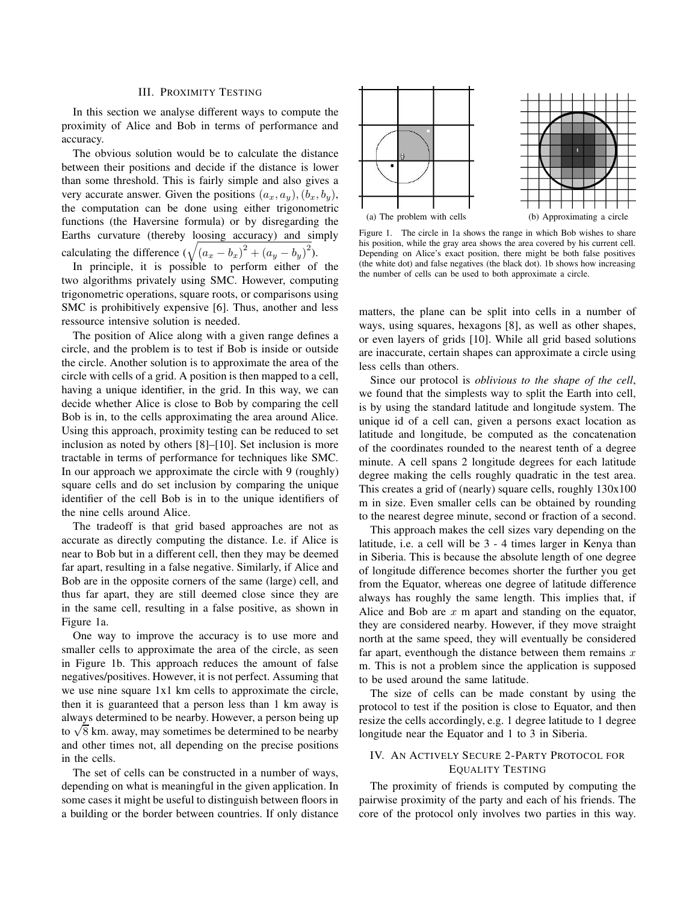## III. Proximity Testing

In this section we analyse different ways to compute the proximity of Alice and Bob in terms of performance and accuracy.

The obvious solution would be to calculate the distance between their positions and decide if the distance is lower than some threshold. This is fairly simple and also gives a very accurate answer. Given the positions $(a_x, a_y), (b_x, b_y)$, the computation can be done using either trigonometric functions (the Haversine formula) or by disregarding the Earths curvature (thereby loosing accuracy) and simply calculating the difference ($\sqrt{(a_x - b_x)^2 + (a_y - b_y)^2}$).

In principle, it is possible to perform either of the two algorithms privately using SMC. However, computing trigonometric operations, square roots, or comparisons using SMC is prohibitively expensive [6]. Thus, another and less ressource intensive solution is needed.

The position of Alice along with a given range defines a circle, and the problem is to test if Bob is inside or outside the circle. Another solution is to approximate the area of the circle with cells of a grid. A position is then mapped to a cell, having a unique identifier, in the grid. In this way, we can decide whether Alice is close to Bob by comparing the cell Bob is in, to the cells approximating the area around Alice. Using this approach, proximity testing can be reduced to set inclusion as noted by others [8]–[10]. Set inclusion is more tractable in terms of performance for techniques like SMC. In our approach we approximate the circle with 9 (roughly) square cells and do set inclusion by comparing the unique identifier of the cell Bob is in to the unique identifiers of the nine cells around Alice.

The tradeoff is that grid based approaches are not as accurate as directly computing the distance. I.e. if Alice is near to Bob but in a different cell, then they may be deemed far apart, resulting in a false negative. Similarly, if Alice and Bob are in the opposite corners of the same (large) cell, and thus far apart, they are still deemed close since they are in the same cell, resulting in a false positive, as shown in Figure 1a.

One way to improve the accuracy is to use more and smaller cells to approximate the area of the circle, as seen in Figure 1b. This approach reduces the amount of false negatives/positives. However, it is not perfect. Assuming that we use nine square 1x1 km cells to approximate the circle, then it is guaranteed that a person less than 1 km away is always determined to be nearby. However, a person being up to $\sqrt{8}$ km. away, may sometimes be determined to be nearby and other times not, all depending on the precise positions in the cells.

The set of cells can be constructed in a number of ways, depending on what is meaningful in the given application. In some cases it might be useful to distinguish between floors in a building or the border between countries. If only distance matters, the plane can be split into cells in a number of ways, using squares, hexagons [8], as well as other shapes, or even layers of grids [10]. While all grid based solutions are inaccurate, certain shapes can approximate a circle using less cells than others.

(a) The problem with cells (b) Approximating a circle

Figure 1. The circle in 1a shows the range in which Bob wishes to share his position, while the gray area shows the area covered by his current cell. Depending on Alice's exact position, there might be both false positives (the white dot) and false negatives (the black dot). 1b shows how increasing the number of cells can be used to both approximate a circle.

Since our protocol is *oblivious to the shape of the cell*, we found that the simplests way to split the Earth into cell, is by using the standard latitude and longitude system. The unique id of a cell can, given a persons exact location as latitude and longitude, be computed as the concatenation of the coordinates rounded to the nearest tenth of a degree minute. A cell spans 2 longitude degrees for each latitude degree making the cells roughly quadratic in the test area. This creates a grid of (nearly) square cells, roughly 130x100 m in size. Even smaller cells can be obtained by rounding to the nearest degree minute, second or fraction of a second.

This approach makes the cell sizes vary depending on the latitude, i.e. a cell will be 3 - 4 times larger in Kenya than in Siberia. This is because the absolute length of one degree of longitude difference becomes shorter the further you get from the Equator, whereas one degree of latitude difference always has roughly the same length. This implies that, if Alice and Bob are $x$ m apart and standing on the equator, they are considered nearby. However, if they move straight north at the same speed, they will eventually be considered far apart, eventhough the distance between them remains $x$ m. This is not a problem since the application is supposed to be used around the same latitude.

The size of cells can be made constant by using the protocol to test if the position is close to Equator, and then resize the cells accordingly, e.g. 1 degree latitude to 1 degree longitude near the Equator and 1 to 3 in Siberia.

## IV. An Actively Secure 2-Party Protocol for Equality Testing

The proximity of friends is computed by computing the pairwise proximity of the party and each of his friends. The core of the protocol only involves two parties in this way.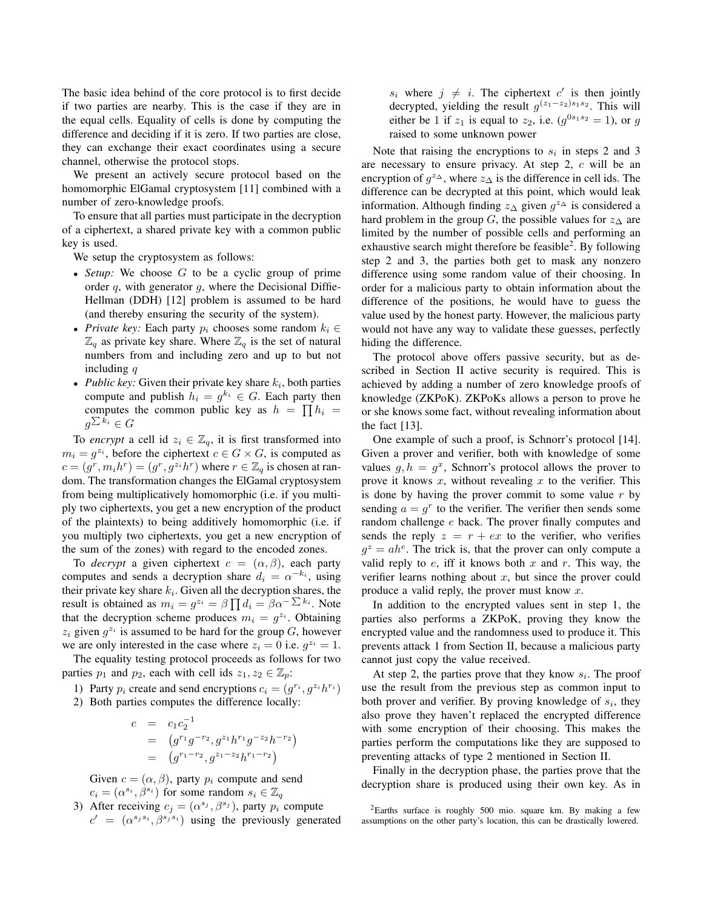The basic idea behind of the core protocol is to first decide if two parties are nearby. This is the case if they are in the equal cells. Equality of cells is done by computing the difference and deciding if it is zero. If two parties are close, they can exchange their exact coordinates using a secure channel, otherwise the protocol stops.

We present an actively secure protocol based on the homomorphic ElGamal cryptosystem [11] combined with a number of zero-knowledge proofs.

To ensure that all parties must participate in the decryption of a ciphertext, a shared private key with a common public key is used.

We setup the cryptosystem as follows:

- *Setup:* We choose $G$ to be a cyclic group of prime order $q$, with generator $g$, where the Decisional Diffie-Hellman (DDH) [12] problem is assumed to be hard (and thereby ensuring the security of the system).
- *Private key:* Each party $p_i$ chooses some random $k_i \in \mathbb{Z}_q$ as private key share. Where $\mathbb{Z}_q$ is the set of natural numbers from and including zero and up to but not including $q$
- *Public key:* Given their private key share $k_i$, both parties compute and publish $h_i = g^{k_i} \in G$. Each party then computes the common public key as $h = \prod h_i = g^{\sum k_i} \in G$

To *encrypt* a cell id $z_i \in \mathbb{Z}_q$, it is first transformed into $m_i = g^{z_i}$, before the ciphertext $c \in G \times G$, is computed as $c = (g^r, m_i h^r) = (g^r, g^{z_i} h^r)$ where $r \in \mathbb{Z}_q$ is chosen at random. The transformation changes the ElGamal cryptosystem from being multiplicatively homomorphic (i.e. if you multiply two ciphertexts, you get a new encryption of the product of the plaintexts) to being additively homomorphic (i.e. if you multiply two ciphertexts, you get a new encryption of the sum of the zones) with regard to the encoded zones.

To *decrypt* a given ciphertext $c = (\alpha, \beta)$, each party computes and sends a decryption share $d_i = \alpha^{-k_i}$, using their private key share $k_i$. Given all the decryption shares, the result is obtained as $m_i = g^{z_i} = \beta \prod d_i = \beta \alpha^{-\sum k_i}$. Note that the decryption scheme produces $m_i = g^{z_i}$. Obtaining $z_i$ given $g^{z_i}$ is assumed to be hard for the group $G$, however we are only interested in the case where $z_i = 0$ i.e. $g^{z_i} = 1$.

The equality testing protocol proceeds as follows for two parties $p_1$ and $p_2$, each with cell ids $z_1, z_2 \in \mathbb{Z}_p$:

1) Party $p_i$ create and send encryptions $c_i = (g^{r_i}, g^{z_i} h^{r_i})$
2) Both parties computes the difference locally:

$$\begin{aligned} c &= c_1 c_2^{-1} \\ &= \left(g^{r_1} g^{-r_2}, g^{z_1} h^{r_1} g^{-z_2} h^{-r_2}\right) \\ &= \left(g^{r_1 - r_2}, g^{z_1 - z_2} h^{r_1 - r_2}\right) \end{aligned}$$

   Given $c = (\alpha, \beta)$, party $p_i$ compute and send $c_i = (\alpha^{s_i}, \beta^{s_i})$ for some random $s_i \in \mathbb{Z}_q$
3) After receiving $c_j = (\alpha^{s_j}, \beta^{s_j})$, party $p_i$ compute $c' = (\alpha^{s_j s_i}, \beta^{s_j s_i})$ using the previously generated $s_i$ where $j \neq i$. The ciphertext $c'$ is then jointly decrypted, yielding the result $g^{(z_1 - z_2) s_1 s_2}$. This will either be 1 if $z_1$ is equal to $z_2$, i.e. ($g^{0 s_1 s_2} = 1$), or $g$ raised to some unknown power

Note that raising the encryptions to $s_i$ in steps 2 and 3 are necessary to ensure privacy. At step 2, $c$ will be an encryption of $g^{z_\Delta}$, where $z_\Delta$ is the difference in cell ids. The difference can be decrypted at this point, which would leak information. Although finding $z_\Delta$ given $g^{z_\Delta}$ is considered a hard problem in the group $G$, the possible values for $z_\Delta$ are limited by the number of possible cells and performing an exhaustive search might therefore be feasible[2]. By following step 2 and 3, the parties both get to mask any nonzero difference using some random value of their choosing. In order for a malicious party to obtain information about the difference of the positions, he would have to guess the value used by the honest party. However, the malicious party would not have any way to validate these guesses, perfectly hiding the difference.

The protocol above offers passive security, but as described in Section II active security is required. This is achieved by adding a number of zero knowledge proofs of knowledge (ZKPoK). ZKPoKs allows a person to prove he or she knows some fact, without revealing information about the fact [13].

One example of such a proof, is Schnorr's protocol [14]. Given a prover and verifier, both with knowledge of some values $g, h = g^x$, Schnorr's protocol allows the prover to prove it knows $x$, without revealing $x$ to the verifier. This is done by having the prover commit to some value $r$ by sending $a = g^r$ to the verifier. The verifier then sends some random challenge $e$ back. The prover finally computes and sends the reply $z = r + ex$ to the verifier, who verifies $g^z = ah^e$. The trick is, that the prover can only compute a valid reply to $e$, iff it knows both $x$ and $r$. This way, the verifier learns nothing about $x$, but since the prover could produce a valid reply, the prover must know $x$.

In addition to the encrypted values sent in step 1, the parties also performs a ZKPoK, proving they know the encrypted value and the randomness used to produce it. This prevents attack 1 from Section II, because a malicious party cannot just copy the value received.

At step 2, the parties prove that they know $s_i$. The proof use the result from the previous step as common input to both prover and verifier. By proving knowledge of $s_i$, they also prove they haven't replaced the encrypted difference with some encryption of their choosing. This makes the parties perform the computations like they are supposed to preventing attacks of type 2 mentioned in Section II.

Finally in the decryption phase, the parties prove that the decryption share is produced using their own key. As in

[2] Earths surface is roughly 500 mio. square km. By making a few assumptions on the other party's location, this can be drastically lowered.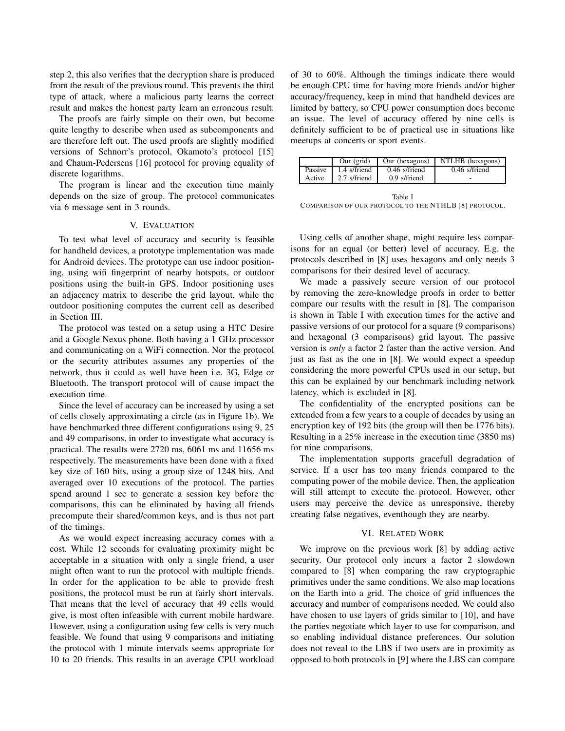step 2, this also verifies that the decryption share is produced from the result of the previous round. This prevents the third type of attack, where a malicious party learns the correct result and makes the honest party learn an erroneous result.

The proofs are fairly simple on their own, but become quite lengthy to describe when used as subcomponents and are therefore left out. The used proofs are slightly modified versions of Schnorr's protocol, Okamoto's protocol [15] and Chaum-Pedersens [16] protocol for proving equality of discrete logarithms.

The program is linear and the execution time mainly depends on the size of group. The protocol communicates via 6 message sent in 3 rounds.

## V. Evaluation

To test what level of accuracy and security is feasible for handheld devices, a prototype implementation was made for Android devices. The prototype can use indoor positioning, using wifi fingerprint of nearby hotspots, or outdoor positions using the built-in GPS. Indoor positioning uses an adjacency matrix to describe the grid layout, while the outdoor positioning computes the current cell as described in Section III.

The protocol was tested on a setup using a HTC Desire and a Google Nexus phone. Both having a 1 GHz processor and communicating on a WiFi connection. Nor the protocol or the security attributes assumes any properties of the network, thus it could as well have been i.e. 3G, Edge or Bluetooth. The transport protocol will of cause impact the execution time.

Since the level of accuracy can be increased by using a set of cells closely approximating a circle (as in Figure 1b). We have benchmarked three different configurations using 9, 25 and 49 comparisons, in order to investigate what accuracy is practical. The results were 2720 ms, 6061 ms and 11656 ms respectively. The measurements have been done with a fixed key size of 160 bits, using a group size of 1248 bits. And averaged over 10 executions of the protocol. The parties spend around 1 sec to generate a session key before the comparisons, this can be eliminated by having all friends precompute their shared/common keys, and is thus not part of the timings.

As we would expect increasing accuracy comes with a cost. While 12 seconds for evaluating proximity might be acceptable in a situation with only a single friend, a user might often want to run the protocol with multiple friends. In order for the application to be able to provide fresh positions, the protocol must be run at fairly short intervals. That means that the level of accuracy that 49 cells would give, is most often infeasible with current mobile hardware. However, using a configuration using few cells is very much feasible. We found that using 9 comparisons and initiating the protocol with 1 minute intervals seems appropriate for 10 to 20 friends. This results in an average CPU workload of 30 to 60%. Although the timings indicate there would be enough CPU time for having more friends and/or higher accuracy/frequency, keep in mind that handheld devices are limited by battery, so CPU power consumption does become an issue. The level of accuracy offered by nine cells is definitely sufficient to be of practical use in situations like meetups at concerts or sport events.

| | Our (grid) | Our (hexagons) | NTLHB (hexagons) |
|---|---|---|---|
| Passive | 1.4 s/friend | 0.46 s/friend | 0.46 s/friend |
| Active | 2.7 s/friend | 0.9 s/friend | - |

Table I
Comparison of our protocol to the NTHLB [8] protocol.

Using cells of another shape, might require less comparisons for an equal (or better) level of accuracy. E.g. the protocols described in [8] uses hexagons and only needs 3 comparisons for their desired level of accuracy.

We made a passively secure version of our protocol by removing the zero-knowledge proofs in order to better compare our results with the result in [8]. The comparison is shown in Table I with execution times for the active and passive versions of our protocol for a square (9 comparisons) and hexagonal (3 comparisons) grid layout. The passive version is *only* a factor 2 faster than the active version. And just as fast as the one in [8]. We would expect a speedup considering the more powerful CPUs used in our setup, but this can be explained by our benchmark including network latency, which is excluded in [8].

The confidentiality of the encrypted positions can be extended from a few years to a couple of decades by using an encryption key of 192 bits (the group will then be 1776 bits). Resulting in a 25% increase in the execution time (3850 ms) for nine comparisons.

The implementation supports gracefull degradation of service. If a user has too many friends compared to the computing power of the mobile device. Then, the application will still attempt to execute the protocol. However, other users may perceive the device as unresponsive, thereby creating false negatives, eventhough they are nearby.

## VI. Related Work

We improve on the previous work [8] by adding active security. Our protocol only incurs a factor 2 slowdown compared to [8] when comparing the raw cryptographic primitives under the same conditions. We also map locations on the Earth into a grid. The choice of grid influences the accuracy and number of comparisons needed. We could also have chosen to use layers of grids similar to [10], and have the parties negotiate which layer to use for comparison, and so enabling individual distance preferences. Our solution does not reveal to the LBS if two users are in proximity as opposed to both protocols in [9] where the LBS can compare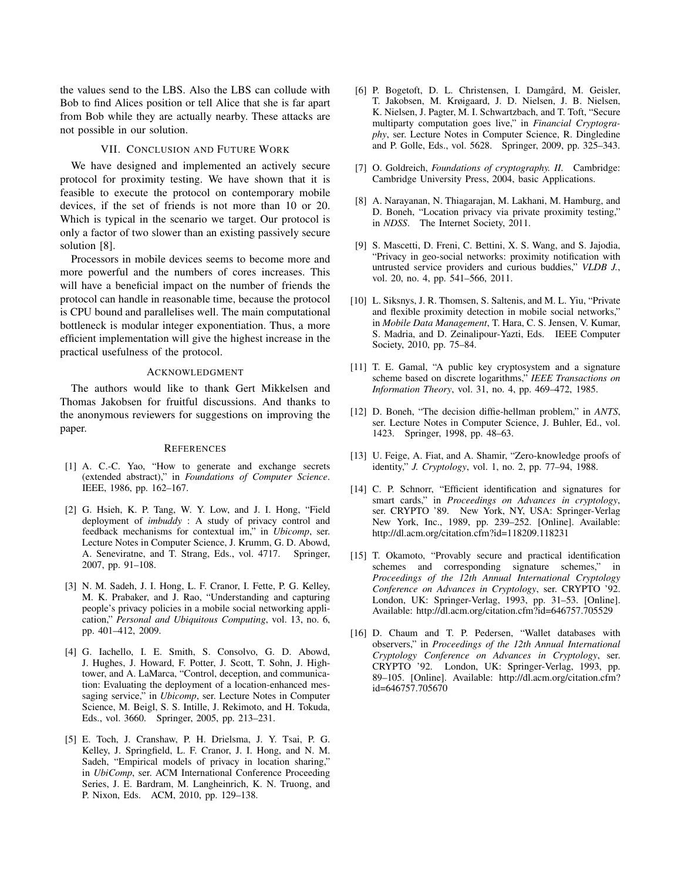the values send to the LBS. Also the LBS can collude with Bob to find Alices position or tell Alice that she is far apart from Bob while they are actually nearby. These attacks are not possible in our solution.

## VII. Conclusion and Future Work

We have designed and implemented an actively secure protocol for proximity testing. We have shown that it is feasible to execute the protocol on contemporary mobile devices, if the set of friends is not more than 10 or 20. Which is typical in the scenario we target. Our protocol is only a factor of two slower than an existing passively secure solution [8].

Processors in mobile devices seems to become more and more powerful and the numbers of cores increases. This will have a beneficial impact on the number of friends the protocol can handle in reasonable time, because the protocol is CPU bound and parallelises well. The main computational bottleneck is modular integer exponentiation. Thus, a more efficient implementation will give the highest increase in the practical usefulness of the protocol.

## Acknowledgment

The authors would like to thank Gert Mikkelsen and Thomas Jakobsen for fruitful discussions. And thanks to the anonymous reviewers for suggestions on improving the paper.

## References

[1] A. C.-C. Yao, "How to generate and exchange secrets (extended abstract)," in *Foundations of Computer Science*. IEEE, 1986, pp. 162–167.

[2] G. Hsieh, K. P. Tang, W. Y. Low, and J. I. Hong, "Field deployment of *imbuddy* : A study of privacy control and feedback mechanisms for contextual im," in *Ubicomp*, ser. Lecture Notes in Computer Science, J. Krumm, G. D. Abowd, A. Seneviratne, and T. Strang, Eds., vol. 4717. Springer, 2007, pp. 91–108.

[3] N. M. Sadeh, J. I. Hong, L. F. Cranor, I. Fette, P. G. Kelley, M. K. Prabaker, and J. Rao, "Understanding and capturing people's privacy policies in a mobile social networking application," *Personal and Ubiquitous Computing*, vol. 13, no. 6, pp. 401–412, 2009.

[4] G. Iachello, I. E. Smith, S. Consolvo, G. D. Abowd, J. Hughes, J. Howard, F. Potter, J. Scott, T. Sohn, J. Hightower, and A. LaMarca, "Control, deception, and communication: Evaluating the deployment of a location-enhanced messaging service," in *Ubicomp*, ser. Lecture Notes in Computer Science, M. Beigl, S. S. Intille, J. Rekimoto, and H. Tokuda, Eds., vol. 3660. Springer, 2005, pp. 213–231.

[5] E. Toch, J. Cranshaw, P. H. Drielsma, J. Y. Tsai, P. G. Kelley, J. Springfield, L. F. Cranor, J. I. Hong, and N. M. Sadeh, "Empirical models of privacy in location sharing," in *UbiComp*, ser. ACM International Conference Proceeding Series, J. E. Bardram, M. Langheinrich, K. N. Truong, and P. Nixon, Eds. ACM, 2010, pp. 129–138.

[6] P. Bogetoft, D. L. Christensen, I. Damgård, M. Geisler, T. Jakobsen, M. Krøigaard, J. D. Nielsen, J. B. Nielsen, K. Nielsen, J. Pagter, M. I. Schwartzbach, and T. Toft, "Secure multiparty computation goes live," in *Financial Cryptography*, ser. Lecture Notes in Computer Science, R. Dingledine and P. Golle, Eds., vol. 5628. Springer, 2009, pp. 325–343.

[7] O. Goldreich, *Foundations of cryptography. II*. Cambridge: Cambridge University Press, 2004, basic Applications.

[8] A. Narayanan, N. Thiagarajan, M. Lakhani, M. Hamburg, and D. Boneh, "Location privacy via private proximity testing," in *NDSS*. The Internet Society, 2011.

[9] S. Mascetti, D. Freni, C. Bettini, X. S. Wang, and S. Jajodia, "Privacy in geo-social networks: proximity notification with untrusted service providers and curious buddies," *VLDB J.*, vol. 20, no. 4, pp. 541–566, 2011.

[10] L. Siksnys, J. R. Thomsen, S. Saltenis, and M. L. Yiu, "Private and flexible proximity detection in mobile social networks," in *Mobile Data Management*, T. Hara, C. S. Jensen, V. Kumar, S. Madria, and D. Zeinalipour-Yazti, Eds. IEEE Computer Society, 2010, pp. 75–84.

[11] T. E. Gamal, "A public key cryptosystem and a signature scheme based on discrete logarithms," *IEEE Transactions on Information Theory*, vol. 31, no. 4, pp. 469–472, 1985.

[12] D. Boneh, "The decision diffie-hellman problem," in *ANTS*, ser. Lecture Notes in Computer Science, J. Buhler, Ed., vol. 1423. Springer, 1998, pp. 48–63.

[13] U. Feige, A. Fiat, and A. Shamir, "Zero-knowledge proofs of identity," *J. Cryptology*, vol. 1, no. 2, pp. 77–94, 1988.

[14] C. P. Schnorr, "Efficient identification and signatures for smart cards," in *Proceedings on Advances in cryptology*, ser. CRYPTO '89. New York, NY, USA: Springer-Verlag New York, Inc., 1989, pp. 239–252. [Online]. Available: http://dl.acm.org/citation.cfm?id=118209.118231

[15] T. Okamoto, "Provably secure and practical identification schemes and corresponding signature schemes," in *Proceedings of the 12th Annual International Cryptology Conference on Advances in Cryptology*, ser. CRYPTO '92. London, UK: Springer-Verlag, 1993, pp. 31–53. [Online]. Available: http://dl.acm.org/citation.cfm?id=646757.705529

[16] D. Chaum and T. P. Pedersen, "Wallet databases with observers," in *Proceedings of the 12th Annual International Cryptology Conference on Advances in Cryptology*, ser. CRYPTO '92. London, UK: Springer-Verlag, 1993, pp. 89–105. [Online]. Available: http://dl.acm.org/citation.cfm?id=646757.705670